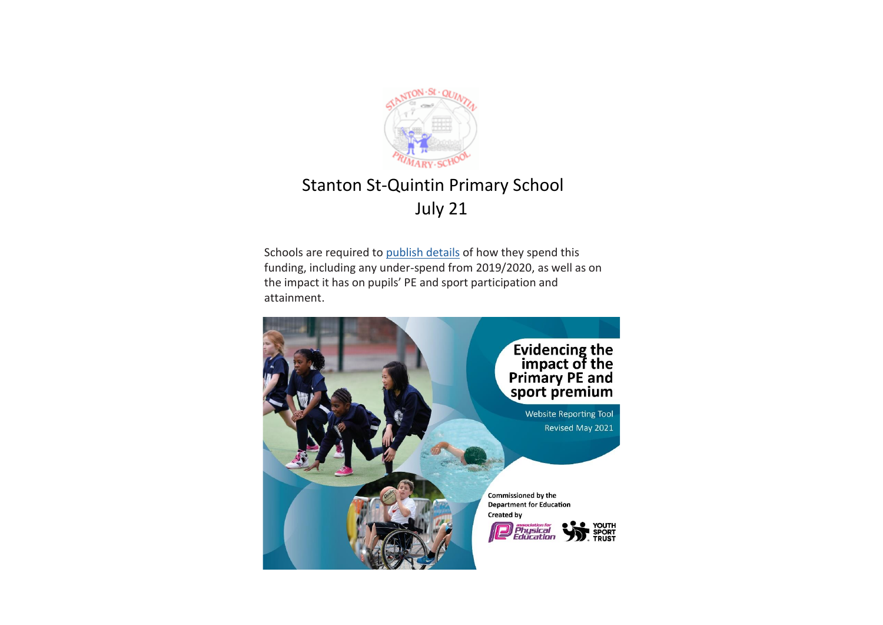# Stanton St-Quintin Primary School

## July 21

Schools are required to [publish details](publish details) of how they spend this funding, including any under-spend from 2019/2020, as well as on the impact it has on pupils' PE and sport participation and attainment.

**Evidencing the impact of the Primary PE and sport premium**

Website Reporting Tool

Revised May 2021

Commissioned by the Department for Education

Created by

association for Physical Education

YOUTH SPORT TRUST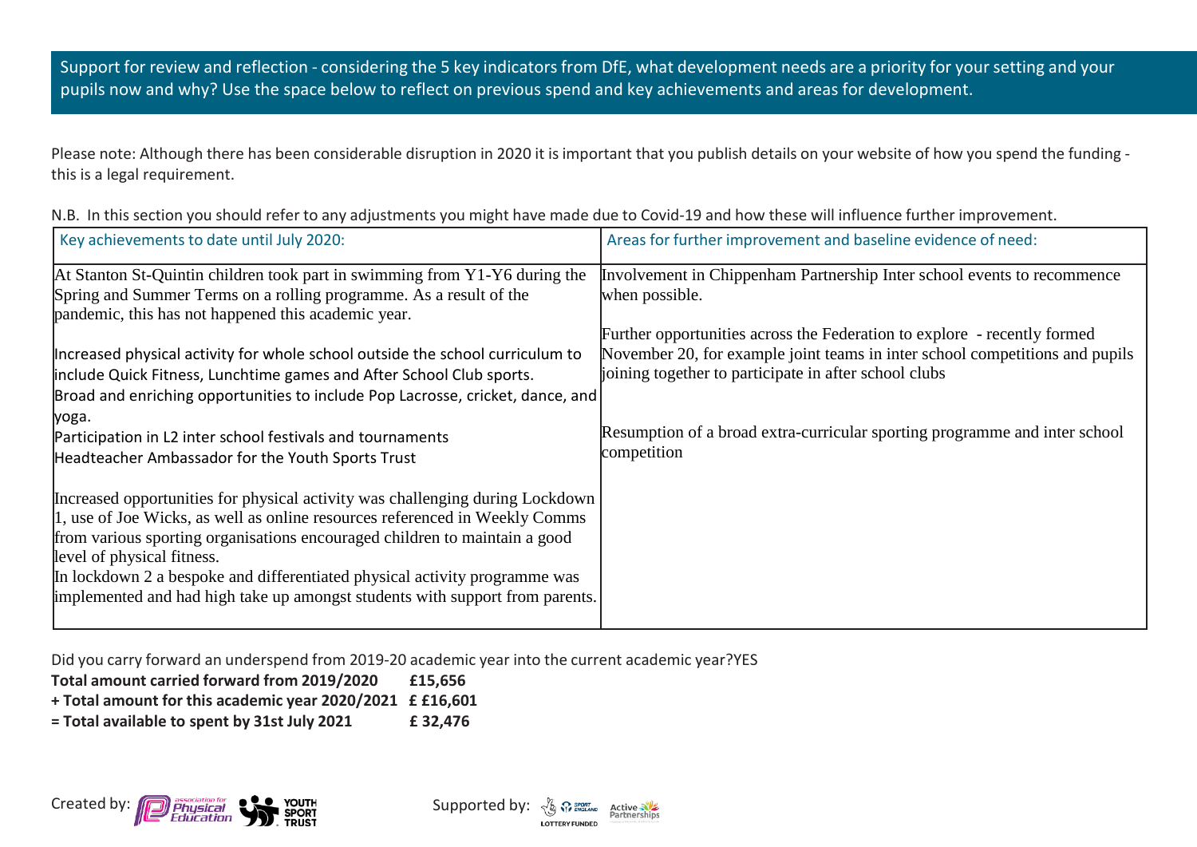Support for review and reflection - considering the 5 key indicators from DfE, what development needs are a priority for your setting and your pupils now and why? Use the space below to reflect on previous spend and key achievements and areas for development.

Please note: Although there has been considerable disruption in 2020 it is important that you publish details on your website of how you spend the funding - this is a legal requirement.

N.B. In this section you should refer to any adjustments you might have made due to Covid-19 and how these will influence further improvement.

| Key achievements to date until July 2020: | Areas for further improvement and baseline evidence of need: |
|---|---|
| At Stanton St-Quintin children took part in swimming from Y1-Y6 during the Spring and Summer Terms on a rolling programme. As a result of the pandemic, this has not happened this academic year.<br><br>Increased physical activity for whole school outside the school curriculum to include Quick Fitness, Lunchtime games and After School Club sports.<br>Broad and enriching opportunities to include Pop Lacrosse, cricket, dance, and yoga.<br>Participation in L2 inter school festivals and tournaments<br>Headteacher Ambassador for the Youth Sports Trust<br><br>Increased opportunities for physical activity was challenging during Lockdown 1, use of Joe Wicks, as well as online resources referenced in Weekly Comms from various sporting organisations encouraged children to maintain a good level of physical fitness.<br>In lockdown 2 a bespoke and differentiated physical activity programme was implemented and had high take up amongst students with support from parents. | Involvement in Chippenham Partnership Inter school events to recommence when possible.<br><br>Further opportunities across the Federation to explore - recently formed November 20, for example joint teams in inter school competitions and pupils joining together to participate in after school clubs<br><br>Resumption of a broad extra-curricular sporting programme and inter school competition |

Did you carry forward an underspend from 2019-20 academic year into the current academic year?YES

**Total amount carried forward from 2019/2020 £15,656**
**+ Total amount for this academic year 2020/2021 £ £16,601**
**= Total available to spent by 31st July 2021 £ 32,476**

Created by: Association for Physical Education, Youth Sport Trust   Supported by: Sport England, Lottery Funded, Active Partnerships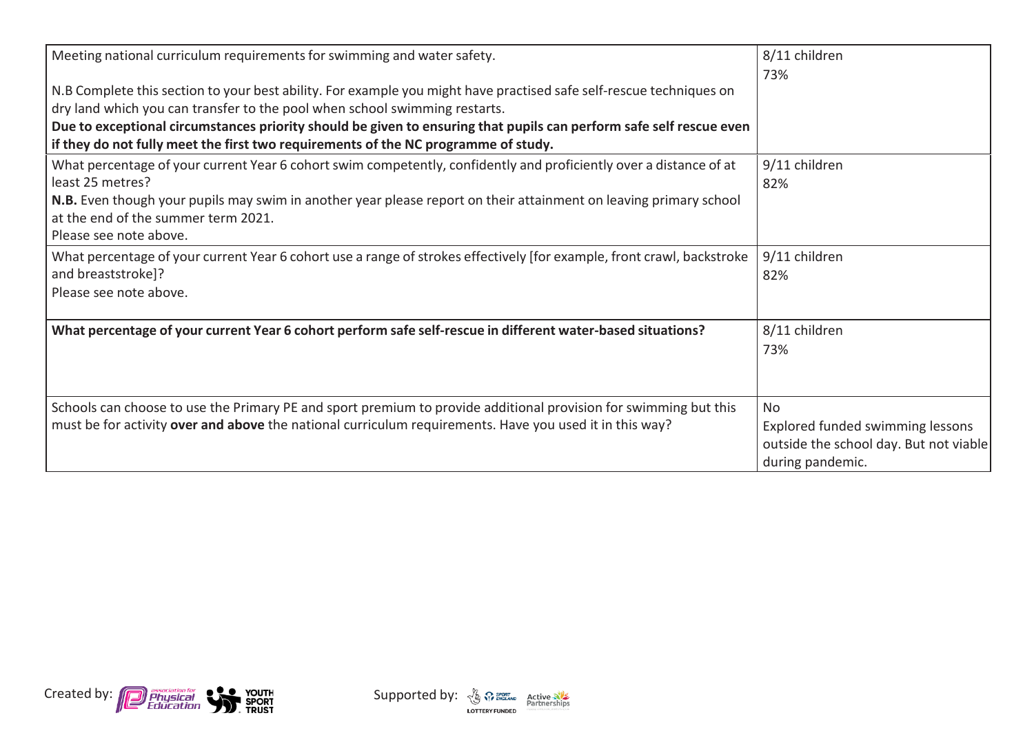| Meeting national curriculum requirements for swimming and water safety.<br><br>N.B Complete this section to your best ability. For example you might have practised safe self-rescue techniques on dry land which you can transfer to the pool when school swimming restarts.<br>**Due to exceptional circumstances priority should be given to ensuring that pupils can perform safe self rescue even if they do not fully meet the first two requirements of the NC programme of study.** | 8/11 children<br>73% |
|---|---|
| What percentage of your current Year 6 cohort swim competently, confidently and proficiently over a distance of at least 25 metres?<br>**N.B.** Even though your pupils may swim in another year please report on their attainment on leaving primary school at the end of the summer term 2021.<br>Please see note above. | 9/11 children<br>82% |
| What percentage of your current Year 6 cohort use a range of strokes effectively [for example, front crawl, backstroke and breaststroke]?<br>Please see note above. | 9/11 children<br>82% |
| **What percentage of your current Year 6 cohort perform safe self-rescue in different water-based situations?** | 8/11 children<br>73% |
| Schools can choose to use the Primary PE and sport premium to provide additional provision for swimming but this must be for activity **over and above** the national curriculum requirements. Have you used it in this way? | No<br>Explored funded swimming lessons outside the school day. But not viable during pandemic. |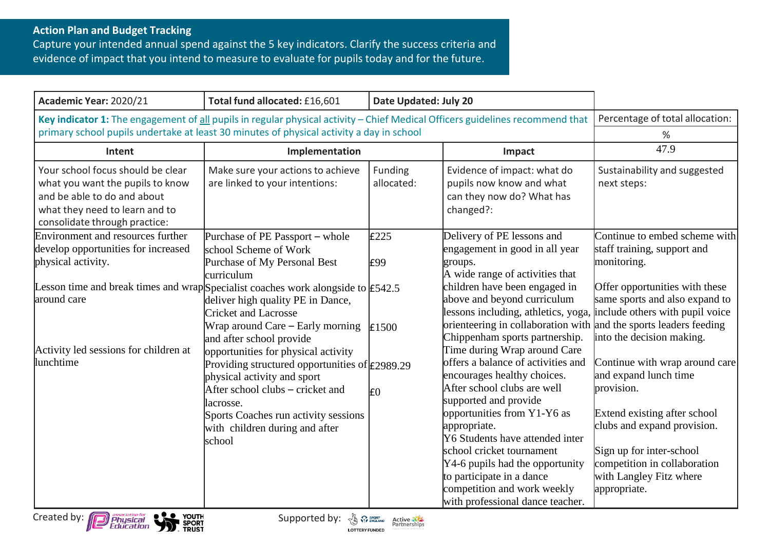**Action Plan and Budget Tracking**

Capture your intended annual spend against the 5 key indicators. Clarify the success criteria and evidence of impact that you intend to measure to evaluate for pupils today and for the future.

| Academic Year: 2020/21 | Total fund allocated: £16,601 | Date Updated: July 20 | | |
|---|---|---|---|---|
| **Key indicator 1:** The engagement of all pupils in regular physical activity – Chief Medical Officers guidelines recommend that primary school pupils undertake at least 30 minutes of physical activity a day in school | | | | Percentage of total allocation: % 47.9 |
| **Intent** | **Implementation** | | **Impact** | |
| Your school focus should be clear what you want the pupils to know and be able to do and about what they need to learn and to consolidate through practice: | Make sure your actions to achieve are linked to your intentions: | Funding allocated: | Evidence of impact: what do pupils now know and what can they now do? What has changed?: | Sustainability and suggested next steps: |
| Environment and resources further develop opportunities for increased physical activity.<br><br>Lesson time and break times and wrap around care<br><br>Activity led sessions for children at lunchtime | Purchase of PE Passport – whole school Scheme of Work<br>Purchase of My Personal Best curriculum<br>Specialist coaches work alongside to deliver high quality PE in Dance, Cricket and Lacrosse<br>Wrap around Care – Early morning and after school provide opportunities for physical activity<br>Providing structured opportunities of physical activity and sport<br>After school clubs – cricket and lacrosse.<br>Sports Coaches run activity sessions with children during and after school | £225<br><br>£99<br><br>£542.5<br><br>£1500<br><br>£2989.29<br><br>£0 | Delivery of PE lessons and engagement in good in all year groups.<br>A wide range of activities that children have been engaged in above and beyond curriculum lessons including, athletics, yoga, orienteering in collaboration with Chippenham sports partnership.<br>Time during Wrap around Care offers a balance of activities and encourages healthy choices.<br>After school clubs are well supported and provide opportunities from Y1-Y6 as appropriate.<br>Y6 Students have attended inter school cricket tournament<br>Y4-6 pupils had the opportunity to participate in a dance competition and work weekly with professional dance teacher. | Continue to embed scheme with staff training, support and monitoring.<br><br>Offer opportunities with these same sports and also expand to include others with pupil voice and the sports leaders feeding into the decision making.<br><br>Continue with wrap around care and expand lunch time provision.<br><br>Extend existing after school clubs and expand provision.<br><br>Sign up for inter-school competition in collaboration with Langley Fitz where appropriate. |

Created by: association for Physical Education, Youth Sport Trust    Supported by: Sport England, Lottery Funded, Active Partnerships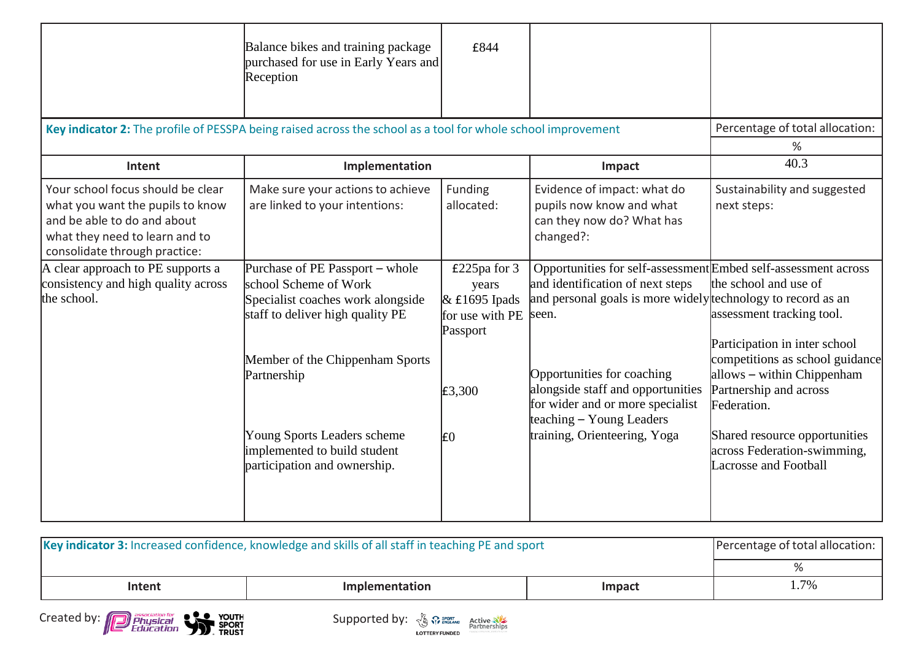| | Balance bikes and training package purchased for use in Early Years and Reception | £844 | | |
|---|---|---|---|---|

| **Key indicator 2:** The profile of PESSPA being raised across the school as a tool for whole school improvement | | | | Percentage of total allocation: |
|---|---|---|---|---|
| | | | | % |
| **Intent** | **Implementation** | | **Impact** | 40.3 |
| Your school focus should be clear what you want the pupils to know and be able to do and about what they need to learn and to consolidate through practice: | Make sure your actions to achieve are linked to your intentions: | Funding allocated: | Evidence of impact: what do pupils now know and what can they now do? What has changed?: | Sustainability and suggested next steps: |
| A clear approach to PE supports a consistency and high quality across the school. | Purchase of PE Passport – whole school Scheme of Work<br>Specialist coaches work alongside staff to deliver high quality PE<br><br>Member of the Chippenham Sports Partnership<br><br>Young Sports Leaders scheme implemented to build student participation and ownership. | £225pa for 3 years & £1695 Ipads for use with PE Passport<br><br>£3,300<br><br>£0 | Opportunities for self-assessment and identification of next steps and personal goals is more widely seen.<br><br>Opportunities for coaching alongside staff and opportunities for wider and or more specialist teaching – Young Leaders training, Orienteering, Yoga | Embed self-assessment across the school and use of technology to record as an assessment tracking tool.<br><br>Participation in inter school competitions as school guidance allows – within Chippenham Partnership and across Federation.<br><br>Shared resource opportunities across Federation-swimming, Lacrosse and Football |

| **Key indicator 3:** Increased confidence, knowledge and skills of all staff in teaching PE and sport | | | Percentage of total allocation: |
|---|---|---|---|
| | | | % |
| **Intent** | **Implementation** | **Impact** | 1.7% |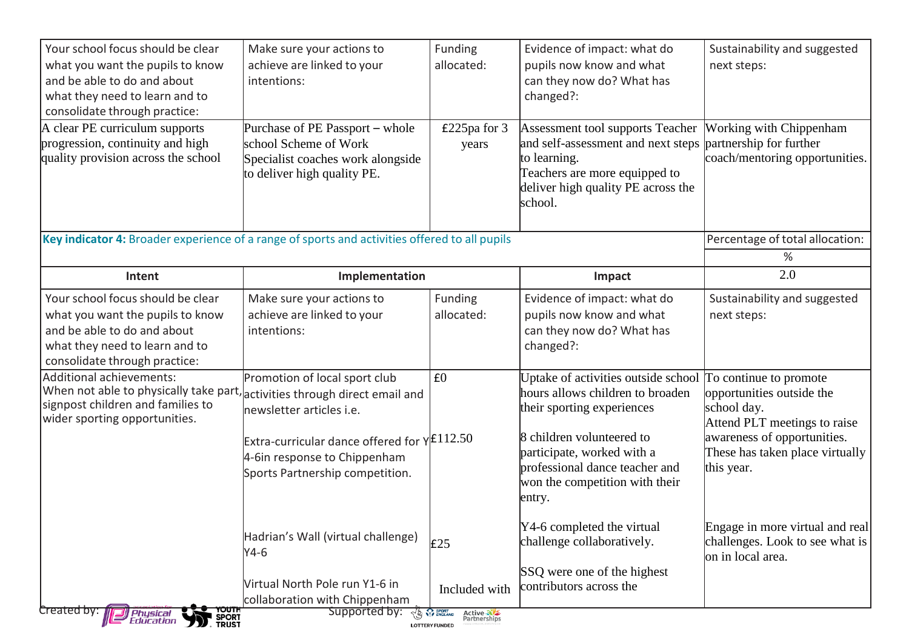| Your school focus should be clear what you want the pupils to know and be able to do and about what they need to learn and to consolidate through practice: | Make sure your actions to achieve are linked to your intentions: | Funding allocated: | Evidence of impact: what do pupils now know and what can they now do? What has changed?: | Sustainability and suggested next steps: |
|---|---|---|---|---|
| A clear PE curriculum supports progression, continuity and high quality provision across the school | Purchase of PE Passport – whole school Scheme of Work<br>Specialist coaches work alongside to deliver high quality PE. | £225pa for 3 years | Assessment tool supports Teacher and self-assessment and next steps to learning.<br>Teachers are more equipped to deliver high quality PE across the school. | Working with Chippenham partnership for further coach/mentoring opportunities. |

| **Key indicator 4:** Broader experience of a range of sports and activities offered to all pupils | | | | Percentage of total allocation: |
|---|---|---|---|---|
| | | | | % |
| **Intent** | **Implementation** | | **Impact** | 2.0 |
| Your school focus should be clear what you want the pupils to know and be able to do and about what they need to learn and to consolidate through practice: | Make sure your actions to achieve are linked to your intentions: | Funding allocated: | Evidence of impact: what do pupils now know and what can they now do? What has changed?: | Sustainability and suggested next steps: |
| Additional achievements:<br>When not able to physically take part, signpost children and families to wider sporting opportunities. | Promotion of local sport club activities through direct email and newsletter articles i.e.<br><br>Extra-curricular dance offered for Y 4-6in response to Chippenham Sports Partnership competition.<br><br>Hadrian's Wall (virtual challenge) Y4-6<br><br>Virtual North Pole run Y1-6 in collaboration with Chippenham | £0<br><br>£112.50<br><br>£25<br><br>Included with | Uptake of activities outside school hours allows children to broaden their sporting experiences<br><br>8 children volunteered to participate, worked with a professional dance teacher and won the competition with their entry.<br><br>Y4-6 completed the virtual challenge collaboratively.<br><br>SSQ were one of the highest contributors across the | To continue to promote opportunities outside the school day.<br>Attend PLT meetings to raise awareness of opportunities. These has taken place virtually this year.<br><br>Engage in more virtual and real challenges. Look to see what is on in local area. |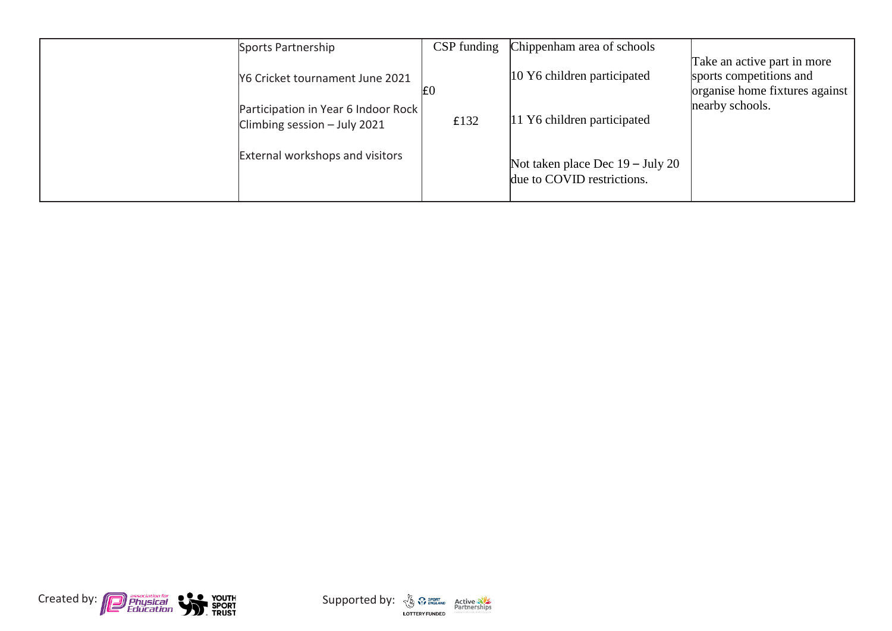|  |  |  |  |  |
| --- | --- | --- | --- | --- |
|  | Sports Partnership | CSP funding | Chippenham area of schools | Take an active part in more sports competitions and organise home fixtures against nearby schools. |
|  | Y6 Cricket tournament June 2021 | £0 | 10 Y6 children participated |  |
|  | Participation in Year 6 Indoor Rock Climbing session – July 2021 | £132 | 11 Y6 children participated |  |
|  | External workshops and visitors |  | Not taken place Dec 19 – July 20 due to COVID restrictions. |  |

Created by: association for Physical Education, YOUTH SPORT TRUST

Supported by: SPORT ENGLAND LOTTERY FUNDED, Active Partnerships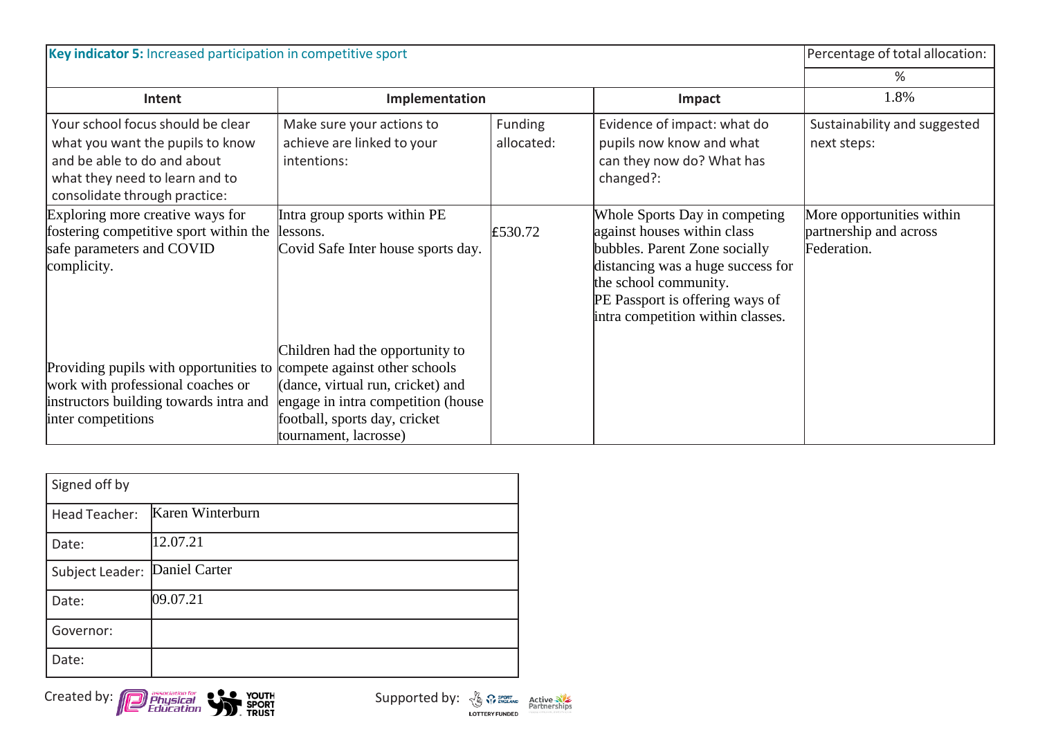| Key indicator 5: Increased participation in competitive sport | | | | Percentage of total allocation: |
|---|---|---|---|---|
| | | | | % |
| **Intent** | **Implementation** | | **Impact** | 1.8% |
| Your school focus should be clear what you want the pupils to know and be able to do and about what they need to learn and to consolidate through practice: | Make sure your actions to achieve are linked to your intentions: | Funding allocated: | Evidence of impact: what do pupils now know and what can they now do? What has changed?: | Sustainability and suggested next steps: |
| Exploring more creative ways for fostering competitive sport within the safe parameters and COVID complicity.<br><br>Providing pupils with opportunities to work with professional coaches or instructors building towards intra and inter competitions | Intra group sports within PE lessons.<br>Covid Safe Inter house sports day.<br><br>Children had the opportunity to compete against other schools (dance, virtual run, cricket) and engage in intra competition (house football, sports day, cricket tournament, lacrosse) | £530.72 | Whole Sports Day in competing against houses within class bubbles. Parent Zone socially distancing was a huge success for the school community.<br>PE Passport is offering ways of intra competition within classes. | More opportunities within partnership and across Federation. |

| Signed off by | |
|---|---|
| Head Teacher: | Karen Winterburn |
| Date: | 12.07.21 |
| Subject Leader: | Daniel Carter |
| Date: | 09.07.21 |
| Governor: | |
| Date: | |

Created by: association for Physical Education, YOUTH SPORT TRUST

Supported by: SPORT ENGLAND LOTTERY FUNDED, Active Partnerships